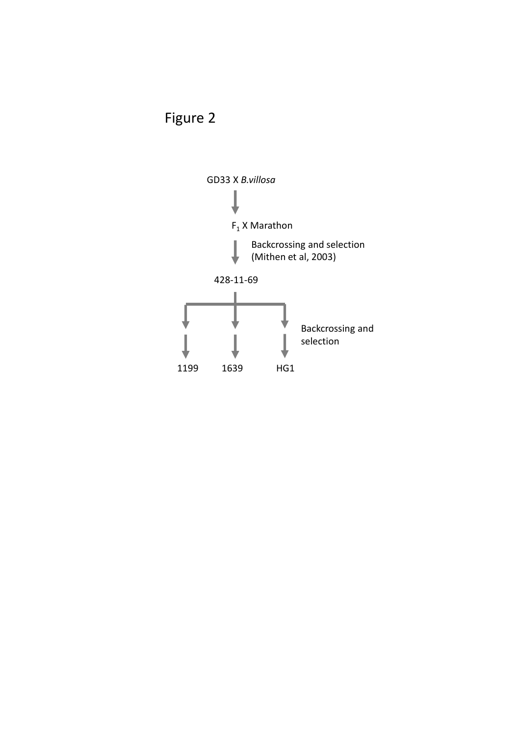# Figure 2

GD33 X *B.villosa*

↓

$F_1$ X Marathon

↓ Backcrossing and selection (Mithen et al, 2003)

428-11-69

↓ Backcrossing and selection

1199 1639 HG1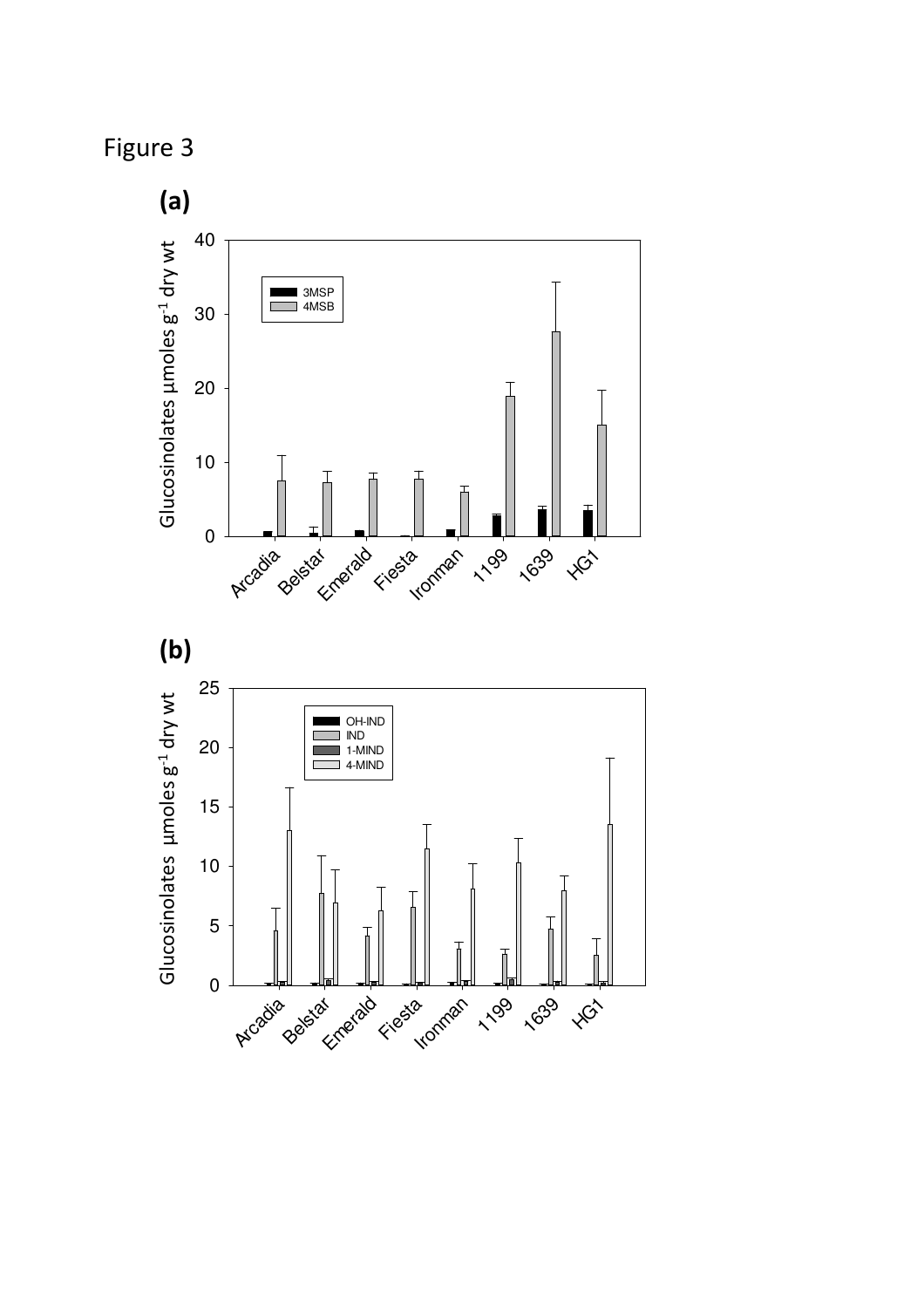Figure 3

**(a)**

**(b)**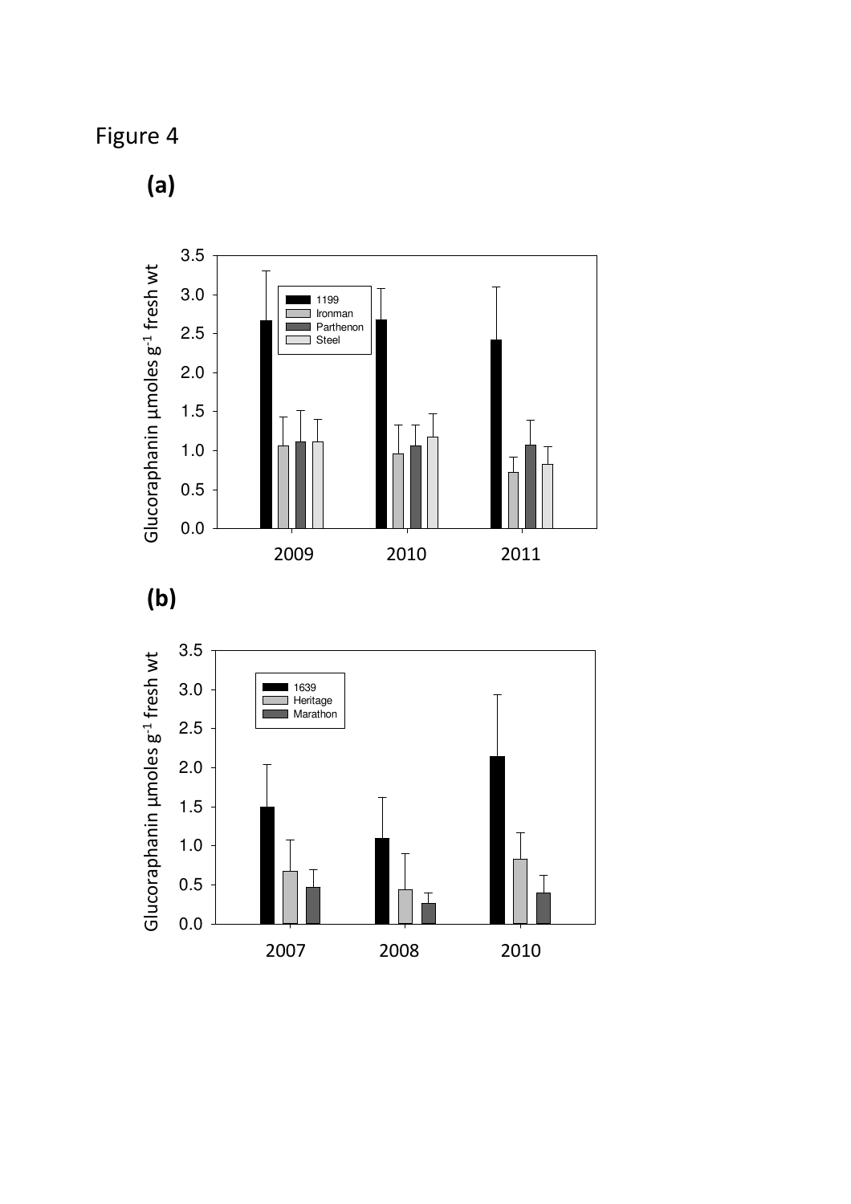Figure 4

**(a)**

**(b)**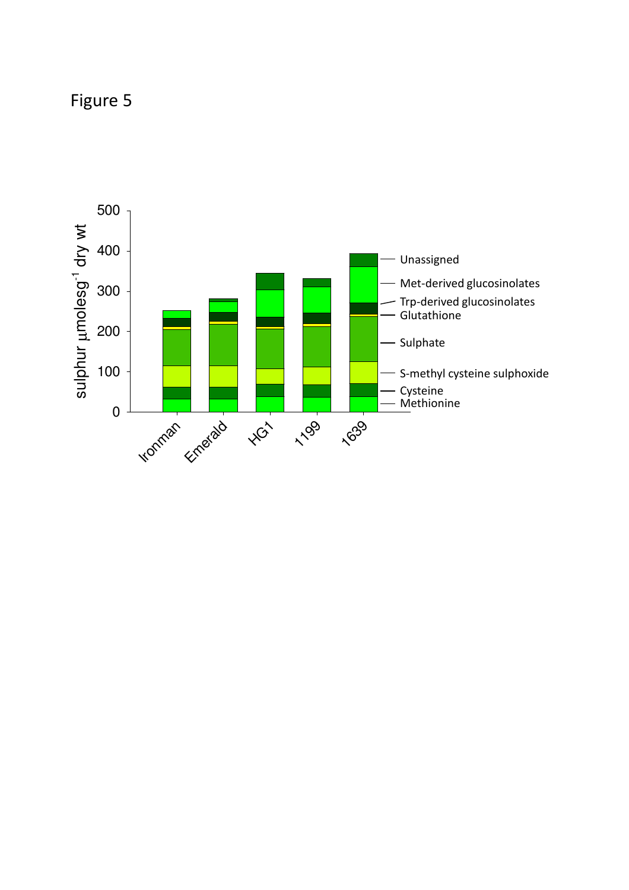Figure 5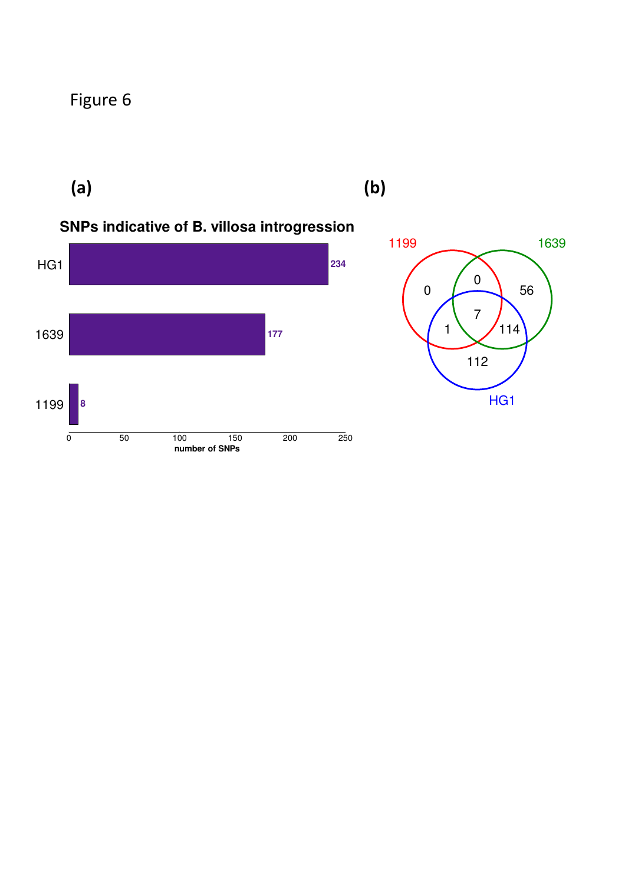Figure 6

**(a)**

**SNPs indicative of B. villosa introgression**

| | number of SNPs |
|---|---|
| HG1 | 234 |
| 1639 | 177 |
| 1199 | 8 |

**(b)**

| Region | SNPs |
|---|---|
| 1199 only | 0 |
| 1639 only | 56 |
| HG1 only | 112 |
| 1199 ∩ 1639 only | 0 |
| 1199 ∩ HG1 only | 1 |
| 1639 ∩ HG1 only | 114 |
| 1199 ∩ 1639 ∩ HG1 | 7 |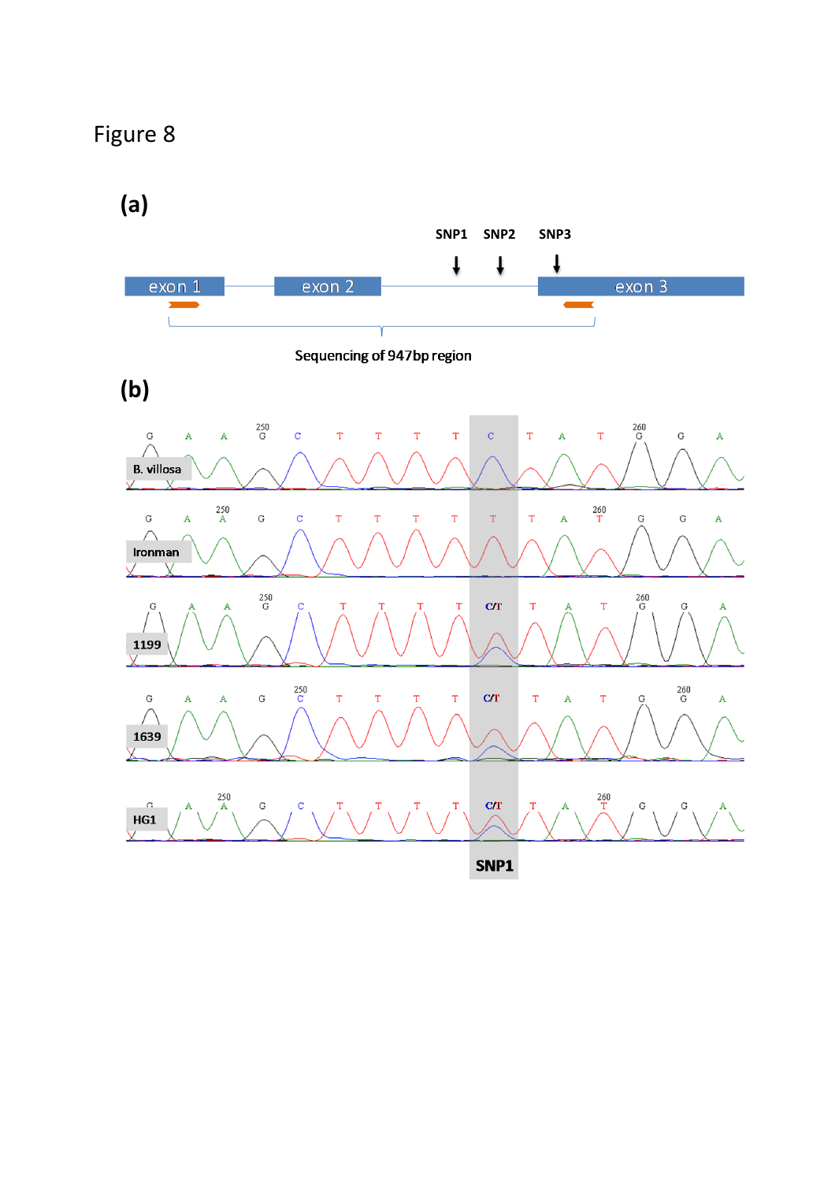# Figure 8

**(a)**

SNP1 SNP2 SNP3

exon 1 exon 2 exon 3

Sequencing of 947bp region

**(b)**

B. villosa

Ironman

1199

1639

HG1

SNP1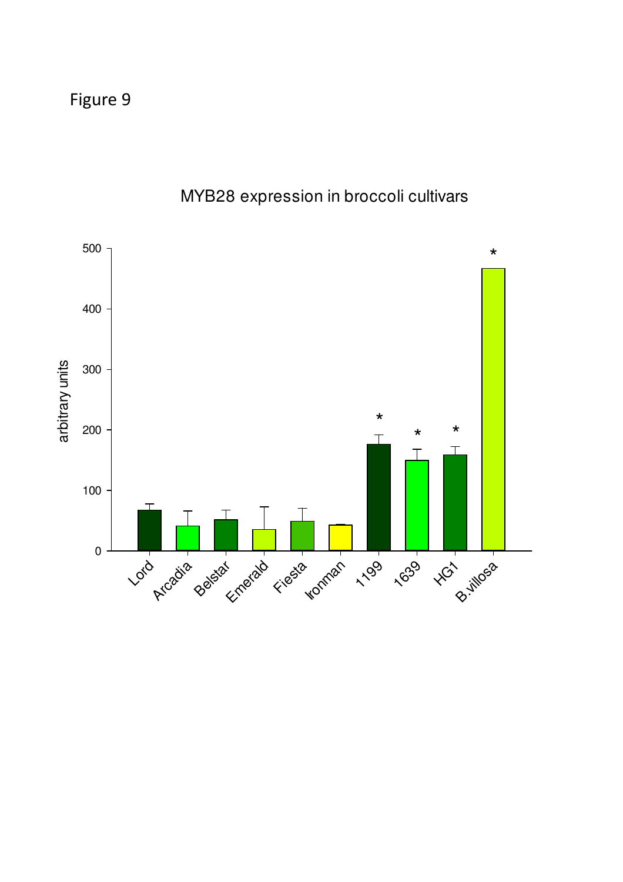Figure 9

MYB28 expression in broccoli cultivars

arbitrary units

500
400
300
200
100
0

Lord
Arcadia
Belstar
Emerald
Fiesta
Ironman
1199
1639
HG1
B.villosa

*
*
*
*